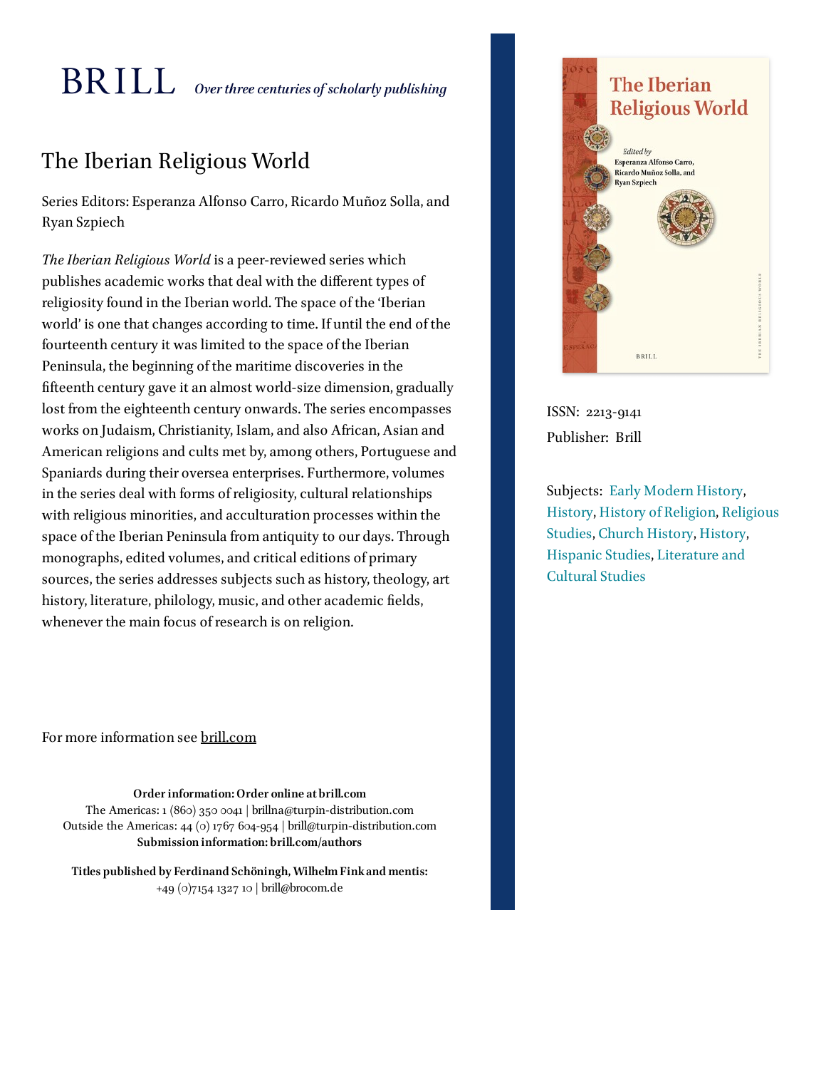BRILL *Over three centuries of scholarly publishing*

# The Iberian Religious World

Series Editors: Esperanza Alfonso Carro, Ricardo Muñoz Solla, and Ryan Szpiech

*The Iberian Religious World* is a peer-reviewed series which publishes academic works that deal with the different types of religiosity found in the Iberian world. The space of the 'Iberian world' is one that changes according to time. If until the end of the fourteenth century it was limited to the space of the Iberian Peninsula, the beginning of the maritime discoveries in the fifteenth century gave it an almost world-size dimension, gradually lost from the eighteenth century onwards. The series encompasses works on Judaism, Christianity, Islam, and also African, Asian and American religions and cults met by, among others, Portuguese and Spaniards during their oversea enterprises. Furthermore, volumes in the series deal with forms of religiosity, cultural relationships with religious minorities, and acculturation processes within the space of the Iberian Peninsula from antiquity to our days. Through monographs, edited volumes, and critical editions of primary sources, the series addresses subjects such as history, theology, art history, literature, philology, music, and other academic fields, whenever the main focus of research is on religion.

For more information see brill.com

**Order information: Order online at brill.com**
The Americas: 1 (860) 350 0041 | brillna@turpin-distribution.com
Outside the Americas: 44 (0) 1767 604-954 | brill@turpin-distribution.com
**Submission information: brill.com/authors**

**Titles published by Ferdinand Schöningh, Wilhelm Fink and mentis:**
+49 (0)7154 1327 10 | brill@brocom.de

ISSN: 2213-9141

Publisher: Brill

Subjects: Early Modern History, History, History of Religion, Religious Studies, Church History, History, Hispanic Studies, Literature and Cultural Studies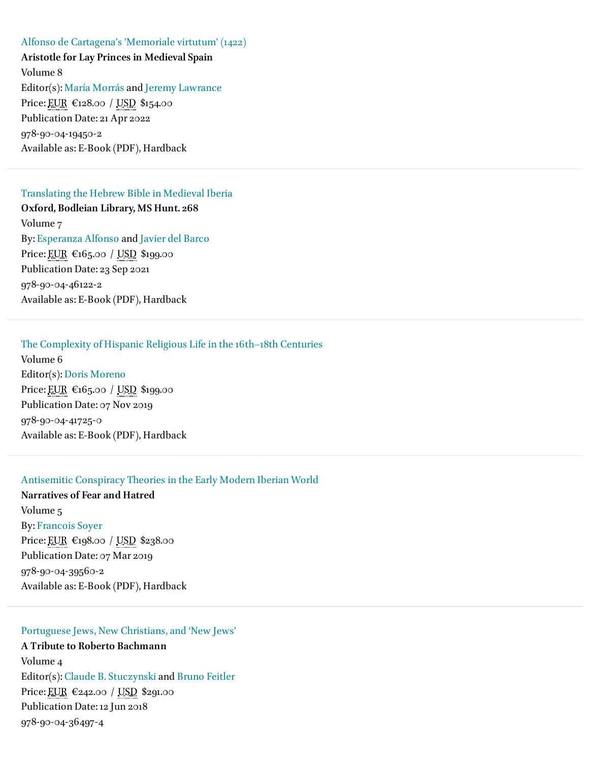Alfonso de Cartagena's 'Memoriale virtutum' (1422)

**Aristotle for Lay Princes in Medieval Spain**

Volume 8

Editor(s): María Morrás and Jeremy Lawrance

Price: EUR €128.00 / USD $154.00

Publication Date: 21 Apr 2022

978-90-04-19450-2

Available as: E-Book (PDF), Hardback

---

Translating the Hebrew Bible in Medieval Iberia

**Oxford, Bodleian Library, MS Hunt. 268**

Volume 7

By: Esperanza Alfonso and Javier del Barco

Price: EUR €165.00 / USD $199.00

Publication Date: 23 Sep 2021

978-90-04-46122-2

Available as: E-Book (PDF), Hardback

---

The Complexity of Hispanic Religious Life in the 16th–18th Centuries

Volume 6

Editor(s): Doris Moreno

Price: EUR €165.00 / USD $199.00

Publication Date: 07 Nov 2019

978-90-04-41725-0

Available as: E-Book (PDF), Hardback

---

Antisemitic Conspiracy Theories in the Early Modern Iberian World

**Narratives of Fear and Hatred**

Volume 5

By: Francois Soyer

Price: EUR €198.00 / USD $238.00

Publication Date: 07 Mar 2019

978-90-04-39560-2

Available as: E-Book (PDF), Hardback

---

Portuguese Jews, New Christians, and 'New Jews'

**A Tribute to Roberto Bachmann**

Volume 4

Editor(s): Claude B. Stuczynski and Bruno Feitler

Price: EUR €242.00 / USD $291.00

Publication Date: 12 Jun 2018

978-90-04-36497-4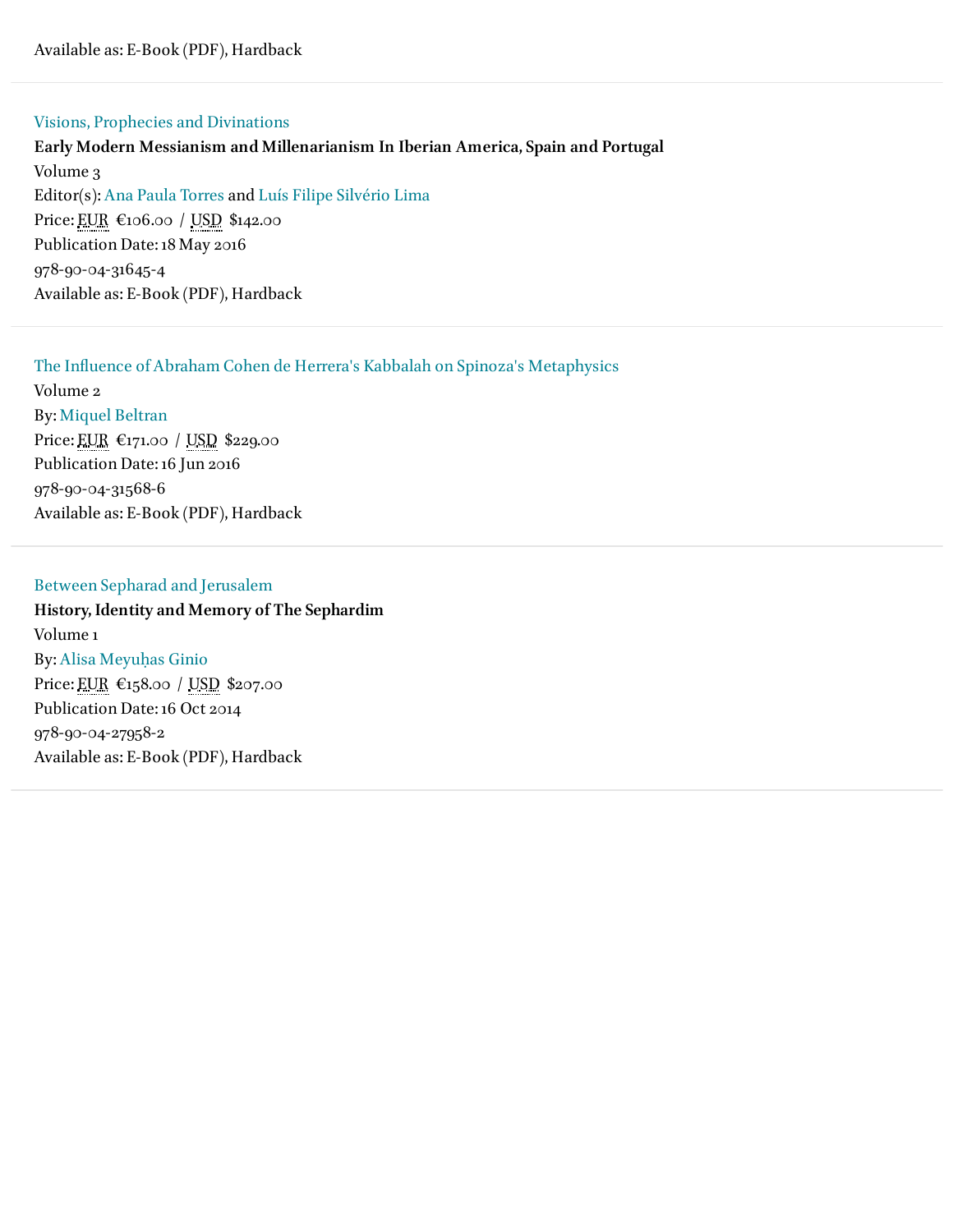Available as: E-Book (PDF), Hardback

---

Visions, Prophecies and Divinations

**Early Modern Messianism and Millenarianism In Iberian America, Spain and Portugal**

Volume 3

Editor(s): Ana Paula Torres and Luís Filipe Silvério Lima

Price: EUR €106.00 / USD $142.00

Publication Date: 18 May 2016

978-90-04-31645-4

Available as: E-Book (PDF), Hardback

---

The Influence of Abraham Cohen de Herrera's Kabbalah on Spinoza's Metaphysics

Volume 2

By: Miquel Beltran

Price: EUR €171.00 / USD $229.00

Publication Date: 16 Jun 2016

978-90-04-31568-6

Available as: E-Book (PDF), Hardback

---

Between Sepharad and Jerusalem

**History, Identity and Memory of The Sephardim**

Volume 1

By: Alisa Meyuḥas Ginio

Price: EUR €158.00 / USD $207.00

Publication Date: 16 Oct 2014

978-90-04-27958-2

Available as: E-Book (PDF), Hardback

---